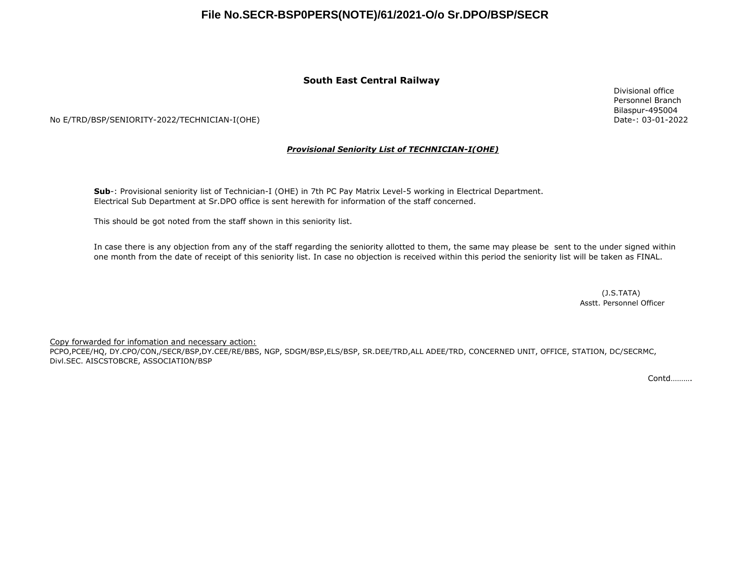**File No.SECR-BSP0PERS(NOTE)/61/2021-O/o Sr.DPO/BSP/SECR**

**South East Central Railway**

Divisional office
Personnel Branch
Bilaspur-495004
Date-: 03-01-2022

No E/TRD/BSP/SENIORITY-2022/TECHNICIAN-I(OHE)

***Provisional Seniority List of TECHNICIAN-I(OHE)***

**Sub**-: Provisional seniority list of Technician-I (OHE) in 7th PC Pay Matrix Level-5 working in Electrical Department. Electrical Sub Department at Sr.DPO office is sent herewith for information of the staff concerned.

This should be got noted from the staff shown in this seniority list.

In case there is any objection from any of the staff regarding the seniority allotted to them, the same may please be sent to the under signed within one month from the date of receipt of this seniority list. In case no objection is received within this period the seniority list will be taken as FINAL.

(J.S.TATA)
Asstt. Personnel Officer

Copy forwarded for infomation and necessary action:
PCPO,PCEE/HQ, DY.CPO/CON,/SECR/BSP,DY.CEE/RE/BBS, NGP, SDGM/BSP,ELS/BSP, SR.DEE/TRD,ALL ADEE/TRD, CONCERNED UNIT, OFFICE, STATION, DC/SECRMC, Divl.SEC. AISCSTOBCRE, ASSOCIATION/BSP

Contd……….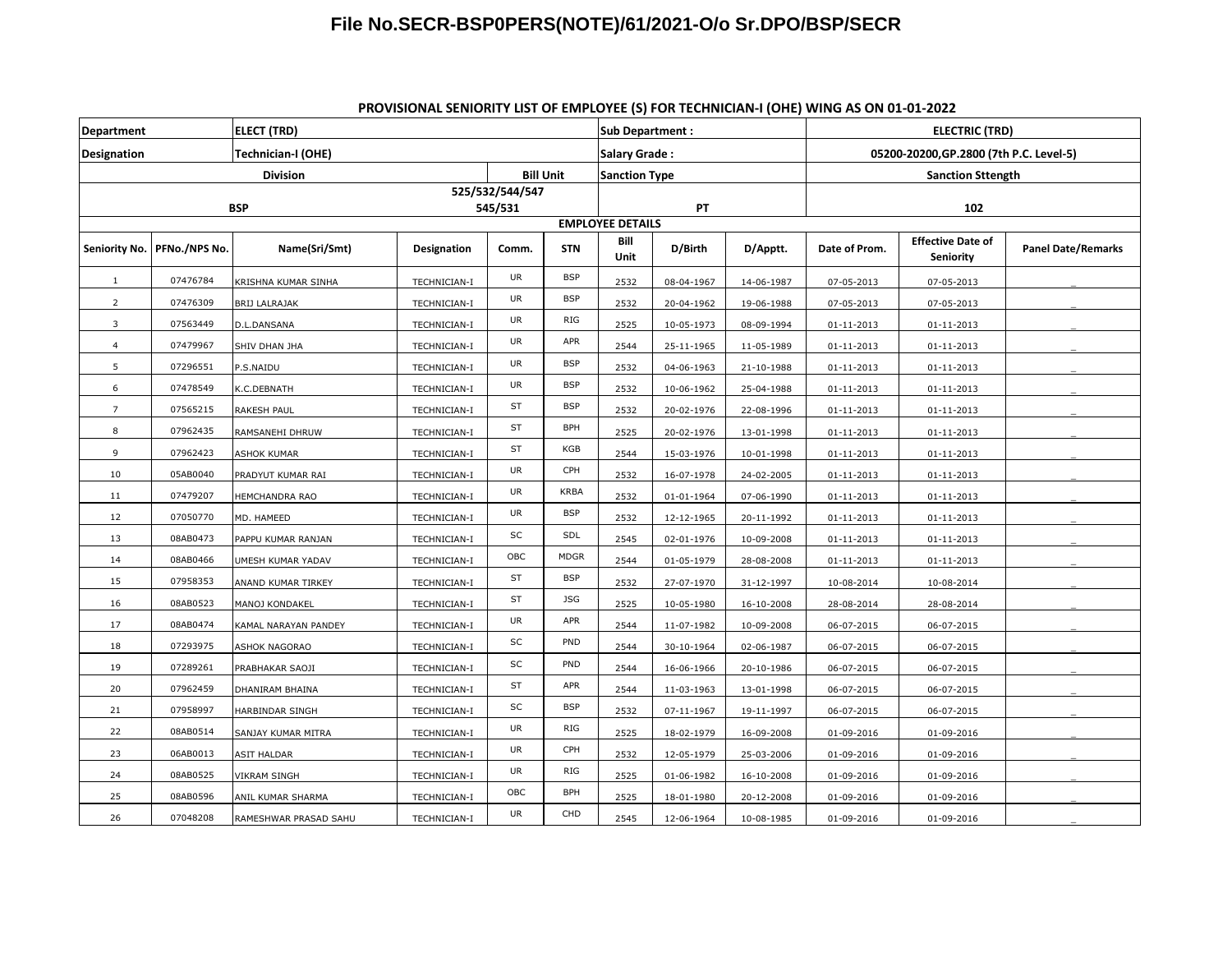# File No.SECR-BSP0PERS(NOTE)/61/2021-O/o Sr.DPO/BSP/SECR

## PROVISIONAL SENIORITY LIST OF EMPLOYEE (S) FOR TECHNICIAN-I (OHE) WING AS ON 01-01-2022

| Department | ELECT (TRD) | | | | | Sub Department : | | | ELECTRIC (TRD) | | |
|---|---|---|---|---|---|---|---|---|---|---|---|
| Designation | Technician-I (OHE) | | | | | Salary Grade : | | | 05200-20200,GP.2800 (7th P.C. Level-5) | | |
| Division | | | | Bill Unit | | Sanction Type | | | Sanction Sttength | | |
| BSP | | | | 525/532/544/547 545/531 | | PT | | | 102 | | |
| EMPLOYEE DETAILS | | | | | | | | | | | |
| Seniority No. | PFNo./NPS No. | Name(Sri/Smt) | Designation | Comm. | STN | Bill Unit | D/Birth | D/Apptt. | Date of Prom. | Effective Date of Seniority | Panel Date/Remarks |
| 1 | 07476784 | KRISHNA KUMAR SINHA | TECHNICIAN-I | UR | BSP | 2532 | 08-04-1967 | 14-06-1987 | 07-05-2013 | 07-05-2013 | _ |
| 2 | 07476309 | BRIJ LALRAJAK | TECHNICIAN-I | UR | BSP | 2532 | 20-04-1962 | 19-06-1988 | 07-05-2013 | 07-05-2013 | _ |
| 3 | 07563449 | D.L.DANSANA | TECHNICIAN-I | UR | RIG | 2525 | 10-05-1973 | 08-09-1994 | 01-11-2013 | 01-11-2013 | _ |
| 4 | 07479967 | SHIV DHAN JHA | TECHNICIAN-I | UR | APR | 2544 | 25-11-1965 | 11-05-1989 | 01-11-2013 | 01-11-2013 | _ |
| 5 | 07296551 | P.S.NAIDU | TECHNICIAN-I | UR | BSP | 2532 | 04-06-1963 | 21-10-1988 | 01-11-2013 | 01-11-2013 | _ |
| 6 | 07478549 | K.C.DEBNATH | TECHNICIAN-I | UR | BSP | 2532 | 10-06-1962 | 25-04-1988 | 01-11-2013 | 01-11-2013 | _ |
| 7 | 07565215 | RAKESH PAUL | TECHNICIAN-I | ST | BSP | 2532 | 20-02-1976 | 22-08-1996 | 01-11-2013 | 01-11-2013 | _ |
| 8 | 07962435 | RAMSANEHI DHRUW | TECHNICIAN-I | ST | BPH | 2525 | 20-02-1976 | 13-01-1998 | 01-11-2013 | 01-11-2013 | _ |
| 9 | 07962423 | ASHOK KUMAR | TECHNICIAN-I | ST | KGB | 2544 | 15-03-1976 | 10-01-1998 | 01-11-2013 | 01-11-2013 | _ |
| 10 | 05AB0040 | PRADYUT KUMAR RAI | TECHNICIAN-I | UR | CPH | 2532 | 16-07-1978 | 24-02-2005 | 01-11-2013 | 01-11-2013 | _ |
| 11 | 07479207 | HEMCHANDRA RAO | TECHNICIAN-I | UR | KRBA | 2532 | 01-01-1964 | 07-06-1990 | 01-11-2013 | 01-11-2013 | _ |
| 12 | 07050770 | MD. HAMEED | TECHNICIAN-I | UR | BSP | 2532 | 12-12-1965 | 20-11-1992 | 01-11-2013 | 01-11-2013 | _ |
| 13 | 08AB0473 | PAPPU KUMAR RANJAN | TECHNICIAN-I | SC | SDL | 2545 | 02-01-1976 | 10-09-2008 | 01-11-2013 | 01-11-2013 | _ |
| 14 | 08AB0466 | UMESH KUMAR YADAV | TECHNICIAN-I | OBC | MDGR | 2544 | 01-05-1979 | 28-08-2008 | 01-11-2013 | 01-11-2013 | _ |
| 15 | 07958353 | ANAND KUMAR TIRKEY | TECHNICIAN-I | ST | BSP | 2532 | 27-07-1970 | 31-12-1997 | 10-08-2014 | 10-08-2014 | _ |
| 16 | 08AB0523 | MANOJ KONDAKEL | TECHNICIAN-I | ST | JSG | 2525 | 10-05-1980 | 16-10-2008 | 28-08-2014 | 28-08-2014 | _ |
| 17 | 08AB0474 | KAMAL NARAYAN PANDEY | TECHNICIAN-I | UR | APR | 2544 | 11-07-1982 | 10-09-2008 | 06-07-2015 | 06-07-2015 | _ |
| 18 | 07293975 | ASHOK NAGORAO | TECHNICIAN-I | SC | PND | 2544 | 30-10-1964 | 02-06-1987 | 06-07-2015 | 06-07-2015 | _ |
| 19 | 07289261 | PRABHAKAR SAOJI | TECHNICIAN-I | SC | PND | 2544 | 16-06-1966 | 20-10-1986 | 06-07-2015 | 06-07-2015 | _ |
| 20 | 07962459 | DHANIRAM BHAINA | TECHNICIAN-I | ST | APR | 2544 | 11-03-1963 | 13-01-1998 | 06-07-2015 | 06-07-2015 | _ |
| 21 | 07958997 | HARBINDAR SINGH | TECHNICIAN-I | SC | BSP | 2532 | 07-11-1967 | 19-11-1997 | 06-07-2015 | 06-07-2015 | _ |
| 22 | 08AB0514 | SANJAY KUMAR MITRA | TECHNICIAN-I | UR | RIG | 2525 | 18-02-1979 | 16-09-2008 | 01-09-2016 | 01-09-2016 | _ |
| 23 | 06AB0013 | ASIT HALDAR | TECHNICIAN-I | UR | CPH | 2532 | 12-05-1979 | 25-03-2006 | 01-09-2016 | 01-09-2016 | _ |
| 24 | 08AB0525 | VIKRAM SINGH | TECHNICIAN-I | UR | RIG | 2525 | 01-06-1982 | 16-10-2008 | 01-09-2016 | 01-09-2016 | _ |
| 25 | 08AB0596 | ANIL KUMAR SHARMA | TECHNICIAN-I | OBC | BPH | 2525 | 18-01-1980 | 20-12-2008 | 01-09-2016 | 01-09-2016 | _ |
| 26 | 07048208 | RAMESHWAR PRASAD SAHU | TECHNICIAN-I | UR | CHD | 2545 | 12-06-1964 | 10-08-1985 | 01-09-2016 | 01-09-2016 | _ |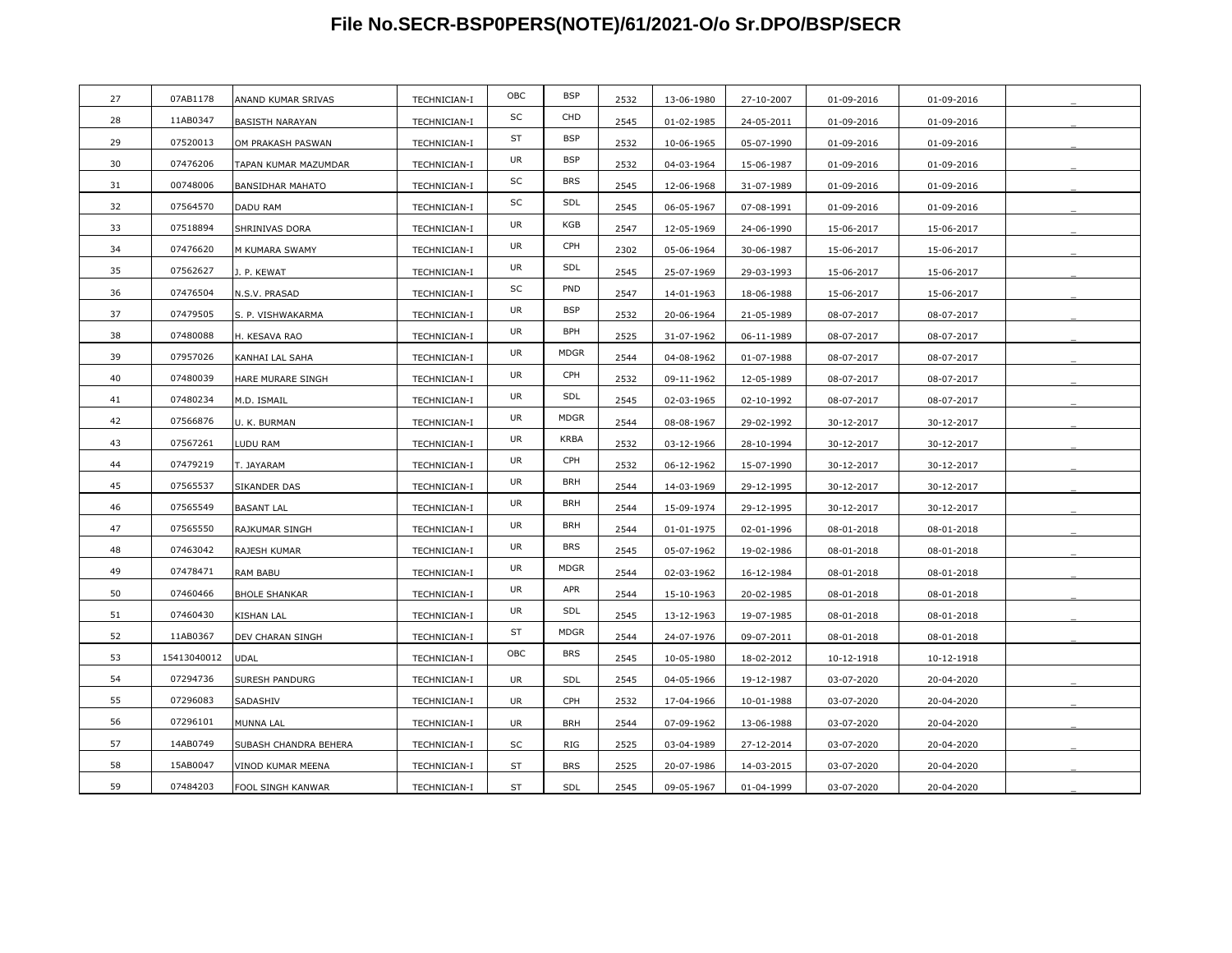# File No.SECR-BSP0PERS(NOTE)/61/2021-O/o Sr.DPO/BSP/SECR

| | | | | | | | | | | | |
|---|---|---|---|---|---|---|---|---|---|---|---|
| 27 | 07AB1178 | ANAND KUMAR SRIVAS | TECHNICIAN-I | OBC | BSP | 2532 | 13-06-1980 | 27-10-2007 | 01-09-2016 | 01-09-2016 | _ |
| 28 | 11AB0347 | BASISTH NARAYAN | TECHNICIAN-I | SC | CHD | 2545 | 01-02-1985 | 24-05-2011 | 01-09-2016 | 01-09-2016 | _ |
| 29 | 07520013 | OM PRAKASH PASWAN | TECHNICIAN-I | ST | BSP | 2532 | 10-06-1965 | 05-07-1990 | 01-09-2016 | 01-09-2016 | _ |
| 30 | 07476206 | TAPAN KUMAR MAZUMDAR | TECHNICIAN-I | UR | BSP | 2532 | 04-03-1964 | 15-06-1987 | 01-09-2016 | 01-09-2016 | _ |
| 31 | 00748006 | BANSIDHAR MAHATO | TECHNICIAN-I | SC | BRS | 2545 | 12-06-1968 | 31-07-1989 | 01-09-2016 | 01-09-2016 | _ |
| 32 | 07564570 | DADU RAM | TECHNICIAN-I | SC | SDL | 2545 | 06-05-1967 | 07-08-1991 | 01-09-2016 | 01-09-2016 | _ |
| 33 | 07518894 | SHRINIVAS DORA | TECHNICIAN-I | UR | KGB | 2547 | 12-05-1969 | 24-06-1990 | 15-06-2017 | 15-06-2017 | _ |
| 34 | 07476620 | M KUMARA SWAMY | TECHNICIAN-I | UR | CPH | 2302 | 05-06-1964 | 30-06-1987 | 15-06-2017 | 15-06-2017 | _ |
| 35 | 07562627 | J. P. KEWAT | TECHNICIAN-I | UR | SDL | 2545 | 25-07-1969 | 29-03-1993 | 15-06-2017 | 15-06-2017 | _ |
| 36 | 07476504 | N.S.V. PRASAD | TECHNICIAN-I | SC | PND | 2547 | 14-01-1963 | 18-06-1988 | 15-06-2017 | 15-06-2017 | _ |
| 37 | 07479505 | S. P. VISHWAKARMA | TECHNICIAN-I | UR | BSP | 2532 | 20-06-1964 | 21-05-1989 | 08-07-2017 | 08-07-2017 | _ |
| 38 | 07480088 | H. KESAVA RAO | TECHNICIAN-I | UR | BPH | 2525 | 31-07-1962 | 06-11-1989 | 08-07-2017 | 08-07-2017 | _ |
| 39 | 07957026 | KANHAI LAL SAHA | TECHNICIAN-I | UR | MDGR | 2544 | 04-08-1962 | 01-07-1988 | 08-07-2017 | 08-07-2017 | _ |
| 40 | 07480039 | HARE MURARE SINGH | TECHNICIAN-I | UR | CPH | 2532 | 09-11-1962 | 12-05-1989 | 08-07-2017 | 08-07-2017 | _ |
| 41 | 07480234 | M.D. ISMAIL | TECHNICIAN-I | UR | SDL | 2545 | 02-03-1965 | 02-10-1992 | 08-07-2017 | 08-07-2017 | _ |
| 42 | 07566876 | U. K. BURMAN | TECHNICIAN-I | UR | MDGR | 2544 | 08-08-1967 | 29-02-1992 | 30-12-2017 | 30-12-2017 | _ |
| 43 | 07567261 | LUDU RAM | TECHNICIAN-I | UR | KRBA | 2532 | 03-12-1966 | 28-10-1994 | 30-12-2017 | 30-12-2017 | _ |
| 44 | 07479219 | T. JAYARAM | TECHNICIAN-I | UR | CPH | 2532 | 06-12-1962 | 15-07-1990 | 30-12-2017 | 30-12-2017 | _ |
| 45 | 07565537 | SIKANDER DAS | TECHNICIAN-I | UR | BRH | 2544 | 14-03-1969 | 29-12-1995 | 30-12-2017 | 30-12-2017 | _ |
| 46 | 07565549 | BASANT LAL | TECHNICIAN-I | UR | BRH | 2544 | 15-09-1974 | 29-12-1995 | 30-12-2017 | 30-12-2017 | _ |
| 47 | 07565550 | RAJKUMAR SINGH | TECHNICIAN-I | UR | BRH | 2544 | 01-01-1975 | 02-01-1996 | 08-01-2018 | 08-01-2018 | _ |
| 48 | 07463042 | RAJESH KUMAR | TECHNICIAN-I | UR | BRS | 2545 | 05-07-1962 | 19-02-1986 | 08-01-2018 | 08-01-2018 | _ |
| 49 | 07478471 | RAM BABU | TECHNICIAN-I | UR | MDGR | 2544 | 02-03-1962 | 16-12-1984 | 08-01-2018 | 08-01-2018 | _ |
| 50 | 07460466 | BHOLE SHANKAR | TECHNICIAN-I | UR | APR | 2544 | 15-10-1963 | 20-02-1985 | 08-01-2018 | 08-01-2018 | _ |
| 51 | 07460430 | KISHAN LAL | TECHNICIAN-I | UR | SDL | 2545 | 13-12-1963 | 19-07-1985 | 08-01-2018 | 08-01-2018 | _ |
| 52 | 11AB0367 | DEV CHARAN SINGH | TECHNICIAN-I | ST | MDGR | 2544 | 24-07-1976 | 09-07-2011 | 08-01-2018 | 08-01-2018 | _ |
| 53 | 15413040012 | UDAL | TECHNICIAN-I | OBC | BRS | 2545 | 10-05-1980 | 18-02-2012 | 10-12-1918 | 10-12-1918 | |
| 54 | 07294736 | SURESH PANDURG | TECHNICIAN-I | UR | SDL | 2545 | 04-05-1966 | 19-12-1987 | 03-07-2020 | 20-04-2020 | _ |
| 55 | 07296083 | SADASHIV | TECHNICIAN-I | UR | CPH | 2532 | 17-04-1966 | 10-01-1988 | 03-07-2020 | 20-04-2020 | _ |
| 56 | 07296101 | MUNNA LAL | TECHNICIAN-I | UR | BRH | 2544 | 07-09-1962 | 13-06-1988 | 03-07-2020 | 20-04-2020 | _ |
| 57 | 14AB0749 | SUBASH CHANDRA BEHERA | TECHNICIAN-I | SC | RIG | 2525 | 03-04-1989 | 27-12-2014 | 03-07-2020 | 20-04-2020 | _ |
| 58 | 15AB0047 | VINOD KUMAR MEENA | TECHNICIAN-I | ST | BRS | 2525 | 20-07-1986 | 14-03-2015 | 03-07-2020 | 20-04-2020 | _ |
| 59 | 07484203 | FOOL SINGH KANWAR | TECHNICIAN-I | ST | SDL | 2545 | 09-05-1967 | 01-04-1999 | 03-07-2020 | 20-04-2020 | _ |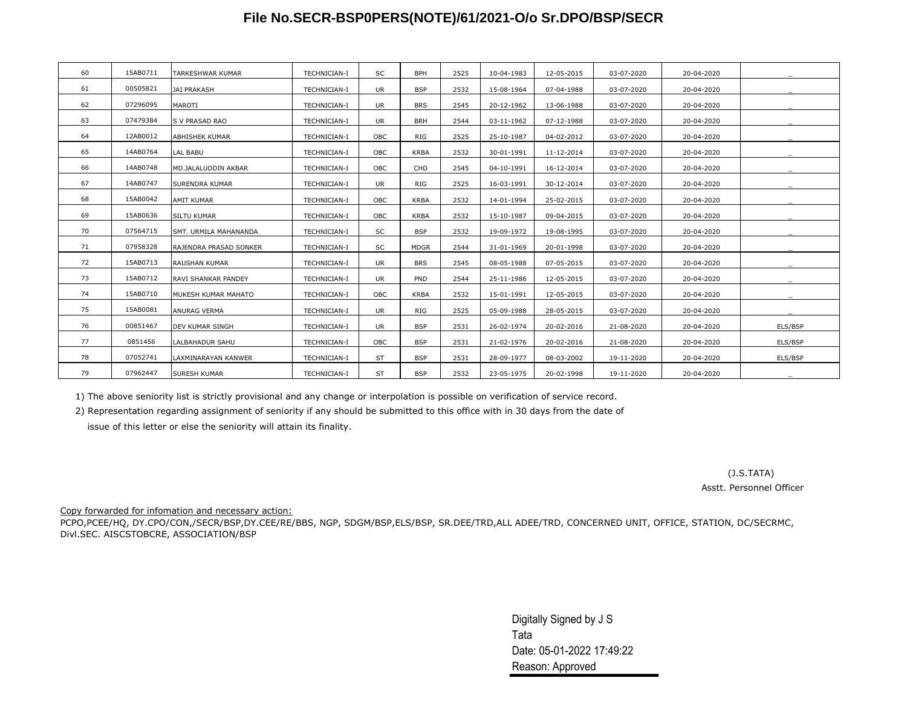# File No.SECR-BSP0PERS(NOTE)/61/2021-O/o Sr.DPO/BSP/SECR

| | | | | | | | | | | | |
|---|---|---|---|---|---|---|---|---|---|---|---|
| 60 | 15AB0711 | TARKESHWAR KUMAR | TECHNICIAN-I | SC | BPH | 2525 | 10-04-1983 | 12-05-2015 | 03-07-2020 | 20-04-2020 | _ |
| 61 | 00505821 | JAI PRAKASH | TECHNICIAN-I | UR | BSP | 2532 | 15-08-1964 | 07-04-1988 | 03-07-2020 | 20-04-2020 | _ |
| 62 | 07296095 | MAROTI | TECHNICIAN-I | UR | BRS | 2545 | 20-12-1962 | 13-06-1988 | 03-07-2020 | 20-04-2020 | _ |
| 63 | 07479384 | S V PRASAD RAO | TECHNICIAN-I | UR | BRH | 2544 | 03-11-1962 | 07-12-1988 | 03-07-2020 | 20-04-2020 | _ |
| 64 | 12AB0012 | ABHISHEK KUMAR | TECHNICIAN-I | OBC | RIG | 2525 | 25-10-1987 | 04-02-2012 | 03-07-2020 | 20-04-2020 | _ |
| 65 | 14AB0764 | LAL BABU | TECHNICIAN-I | OBC | KRBA | 2532 | 30-01-1991 | 11-12-2014 | 03-07-2020 | 20-04-2020 | _ |
| 66 | 14AB0748 | MD.JALALUDDIN AKBAR | TECHNICIAN-I | OBC | CHD | 2545 | 04-10-1991 | 16-12-2014 | 03-07-2020 | 20-04-2020 | _ |
| 67 | 14AB0747 | SURENDRA KUMAR | TECHNICIAN-I | UR | RIG | 2525 | 16-03-1991 | 30-12-2014 | 03-07-2020 | 20-04-2020 | _ |
| 68 | 15AB0042 | AMIT KUMAR | TECHNICIAN-I | OBC | KRBA | 2532 | 14-01-1994 | 25-02-2015 | 03-07-2020 | 20-04-2020 | _ |
| 69 | 15AB0636 | SILTU KUMAR | TECHNICIAN-I | OBC | KRBA | 2532 | 15-10-1987 | 09-04-2015 | 03-07-2020 | 20-04-2020 | _ |
| 70 | 07564715 | SMT. URMILA MAHANANDA | TECHNICIAN-I | SC | BSP | 2532 | 19-09-1972 | 19-08-1995 | 03-07-2020 | 20-04-2020 | _ |
| 71 | 07958328 | RAJENDRA PRASAD SONKER | TECHNICIAN-I | SC | MDGR | 2544 | 31-01-1969 | 20-01-1998 | 03-07-2020 | 20-04-2020 | _ |
| 72 | 15AB0713 | RAUSHAN KUMAR | TECHNICIAN-I | UR | BRS | 2545 | 08-05-1988 | 07-05-2015 | 03-07-2020 | 20-04-2020 | _ |
| 73 | 15AB0712 | RAVI SHANKAR PANDEY | TECHNICIAN-I | UR | PND | 2544 | 25-11-1986 | 12-05-2015 | 03-07-2020 | 20-04-2020 | _ |
| 74 | 15AB0710 | MUKESH KUMAR MAHATO | TECHNICIAN-I | OBC | KRBA | 2532 | 15-01-1991 | 12-05-2015 | 03-07-2020 | 20-04-2020 | _ |
| 75 | 15AB0081 | ANURAG VERMA | TECHNICIAN-I | UR | RIG | 2525 | 05-09-1988 | 28-05-2015 | 03-07-2020 | 20-04-2020 | _ |
| 76 | 00851467 | DEV KUMAR SINGH | TECHNICIAN-I | UR | BSP | 2531 | 26-02-1974 | 20-02-2016 | 21-08-2020 | 20-04-2020 | ELS/BSP |
| 77 | 0851456 | LALBAHADUR SAHU | TECHNICIAN-I | OBC | BSP | 2531 | 21-02-1976 | 20-02-2016 | 21-08-2020 | 20-04-2020 | ELS/BSP |
| 78 | 07052741 | LAXMINARAYAN KANWER | TECHNICIAN-I | ST | BSP | 2531 | 28-09-1977 | 08-03-2002 | 19-11-2020 | 20-04-2020 | ELS/BSP |
| 79 | 07962447 | SURESH KUMAR | TECHNICIAN-I | ST | BSP | 2532 | 23-05-1975 | 20-02-1998 | 19-11-2020 | 20-04-2020 | _ |

1) The above seniority list is strictly provisional and any change or interpolation is possible on verification of service record.

2) Representation regarding assignment of seniority if any should be submitted to this office with in 30 days from the date of issue of this letter or else the seniority will attain its finality.

(J.S.TATA)
Asstt. Personnel Officer

Copy forwarded for infomation and necessary action:
PCPO,PCEE/HQ, DY.CPO/CON,/SECR/BSP,DY.CEE/RE/BBS, NGP, SDGM/BSP,ELS/BSP, SR.DEE/TRD,ALL ADEE/TRD, CONCERNED UNIT, OFFICE, STATION, DC/SECRMC, Divl.SEC. AISCSTOBCRE, ASSOCIATION/BSP

Digitally Signed by J S Tata
Date: 05-01-2022 17:49:22
Reason: Approved